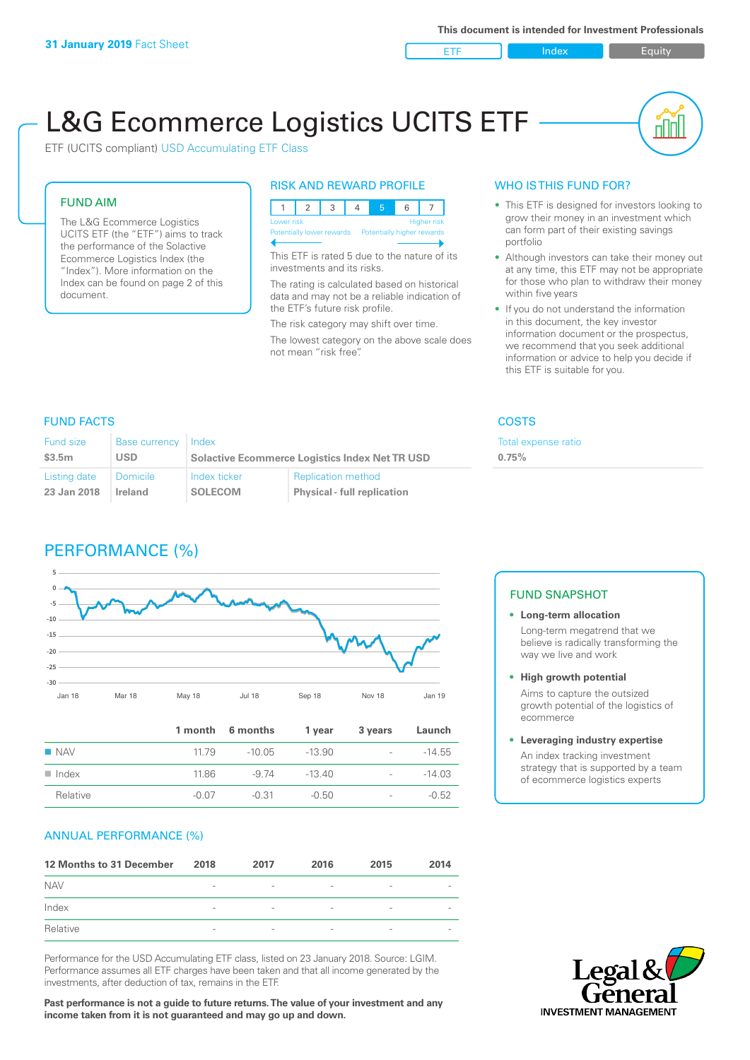**31 January 2019** Fact Sheet

This document is intended for Investment Professionals

ETF | Index | Equity

# L&G Ecommerce Logistics UCITS ETF

ETF (UCITS compliant) USD Accumulating ETF Class

## FUND AIM

The L&G Ecommerce Logistics UCITS ETF (the "ETF") aims to track the performance of the Solactive Ecommerce Logistics Index (the "Index"). More information on the Index can be found on page 2 of this document.

## RISK AND REWARD PROFILE

| 1 | 2 | 3 | 4 | 5 | 6 | 7 |
|---|---|---|---|---|---|---|

Lower risk — Potentially lower rewards | Higher risk — Potentially higher rewards

This ETF is rated 5 due to the nature of its investments and its risks.

The rating is calculated based on historical data and may not be a reliable indication of the ETF's future risk profile.

The risk category may shift over time.

The lowest category on the above scale does not mean "risk free".

## WHO IS THIS FUND FOR?

- This ETF is designed for investors looking to grow their money in an investment which can form part of their existing savings portfolio
- Although investors can take their money out at any time, this ETF may not be appropriate for those who plan to withdraw their money within five years
- If you do not understand the information in this document, the key investor information document or the prospectus, we recommend that you seek additional information or advice to help you decide if this ETF is suitable for you.

## FUND FACTS

| Fund size | Base currency | Index | |
|---|---|---|---|
| $3.5m | USD | Solactive Ecommerce Logistics Index Net TR USD | |
| **Listing date** | **Domicile** | **Index ticker** | **Replication method** |
| 23 Jan 2018 | Ireland | SOLECOM | Physical - full replication |

## COSTS

| Total expense ratio |
|---|
| 0.75% |

## PERFORMANCE (%)

| | 1 month | 6 months | 1 year | 3 years | Launch |
|---|---|---|---|---|---|
| NAV | 11.79 | -10.05 | -13.90 | - | -14.55 |
| Index | 11.86 | -9.74 | -13.40 | - | -14.03 |
| Relative | -0.07 | -0.31 | -0.50 | - | -0.52 |

## FUND SNAPSHOT

- **Long-term allocation**
  Long-term megatrend that we believe is radically transforming the way we live and work
- **High growth potential**
  Aims to capture the outsized growth potential of the logistics of ecommerce
- **Leveraging industry expertise**
  An index tracking investment strategy that is supported by a team of ecommerce logistics experts

## ANNUAL PERFORMANCE (%)

| 12 Months to 31 December | 2018 | 2017 | 2016 | 2015 | 2014 |
|---|---|---|---|---|---|
| NAV | - | - | - | - | - |
| Index | - | - | - | - | - |
| Relative | - | - | - | - | - |

Performance for the USD Accumulating ETF class, listed on 23 January 2018. Source: LGIM. Performance assumes all ETF charges have been taken and that all income generated by the investments, after deduction of tax, remains in the ETF.

**Past performance is not a guide to future returns. The value of your investment and any income taken from it is not guaranteed and may go up and down.**

Legal & General INVESTMENT MANAGEMENT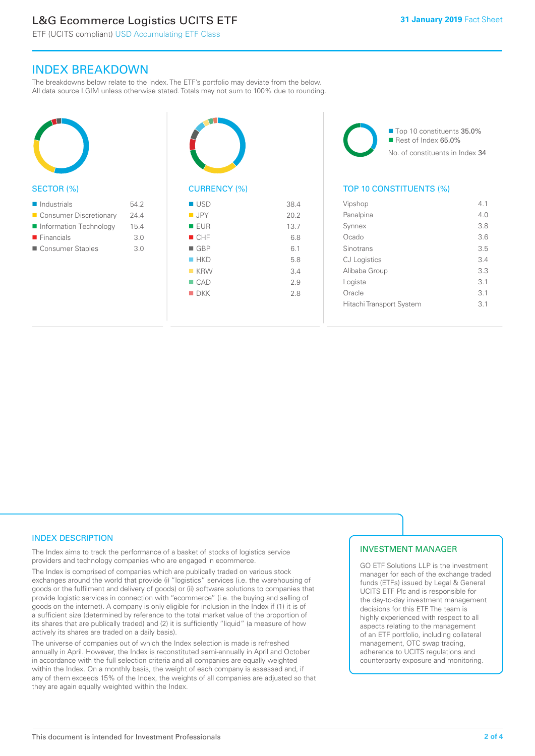## INDEX BREAKDOWN

The breakdowns below relate to the Index. The ETF's portfolio may deviate from the below. All data source LGIM unless otherwise stated. Totals may not sum to 100% due to rounding.

### SECTOR (%)

| Sector | % |
|---|---|
| Industrials | 54.2 |
| Consumer Discretionary | 24.4 |
| Information Technology | 15.4 |
| Financials | 3.0 |
| Consumer Staples | 3.0 |

### CURRENCY (%)

| Currency | % |
|---|---|
| USD | 38.4 |
| JPY | 20.2 |
| EUR | 13.7 |
| CHF | 6.8 |
| GBP | 6.1 |
| HKD | 5.8 |
| KRW | 3.4 |
| CAD | 2.9 |
| DKK | 2.8 |

Top 10 constituents 35.0%
Rest of Index 65.0%
No. of constituents in Index 34

### TOP 10 CONSTITUENTS (%)

| Constituent | % |
|---|---|
| Vipshop | 4.1 |
| Panalpina | 4.0 |
| Synnex | 3.8 |
| Ocado | 3.6 |
| Sinotrans | 3.5 |
| CJ Logistics | 3.4 |
| Alibaba Group | 3.3 |
| Logista | 3.1 |
| Oracle | 3.1 |
| Hitachi Transport System | 3.1 |

## INDEX DESCRIPTION

The Index aims to track the performance of a basket of stocks of logistics service providers and technology companies who are engaged in ecommerce.

The Index is comprised of companies which are publically traded on various stock exchanges around the world that provide (i) "logistics" services (i.e. the warehousing of goods or the fulfilment and delivery of goods) or (ii) software solutions to companies that provide logistic services in connection with "ecommerce" (i.e. the buying and selling of goods on the internet). A company is only eligible for inclusion in the Index if (1) it is of a sufficient size (determined by reference to the total market value of the proportion of its shares that are publically traded) and (2) it is sufficiently "liquid" (a measure of how actively its shares are traded on a daily basis).

The universe of companies out of which the Index selection is made is refreshed annually in April. However, the Index is reconstituted semi-annually in April and October in accordance with the full selection criteria and all companies are equally weighted within the Index. On a monthly basis, the weight of each company is assessed and, if any of them exceeds 15% of the Index, the weights of all companies are adjusted so that they are again equally weighted within the Index.

## INVESTMENT MANAGER

GO ETF Solutions LLP is the investment manager for each of the exchange traded funds (ETFs) issued by Legal & General UCITS ETF Plc and is responsible for the day-to-day investment management decisions for this ETF. The team is highly experienced with respect to all aspects relating to the management of an ETF portfolio, including collateral management, OTC swap trading, adherence to UCITS regulations and counterparty exposure and monitoring.

This document is intended for Investment Professionals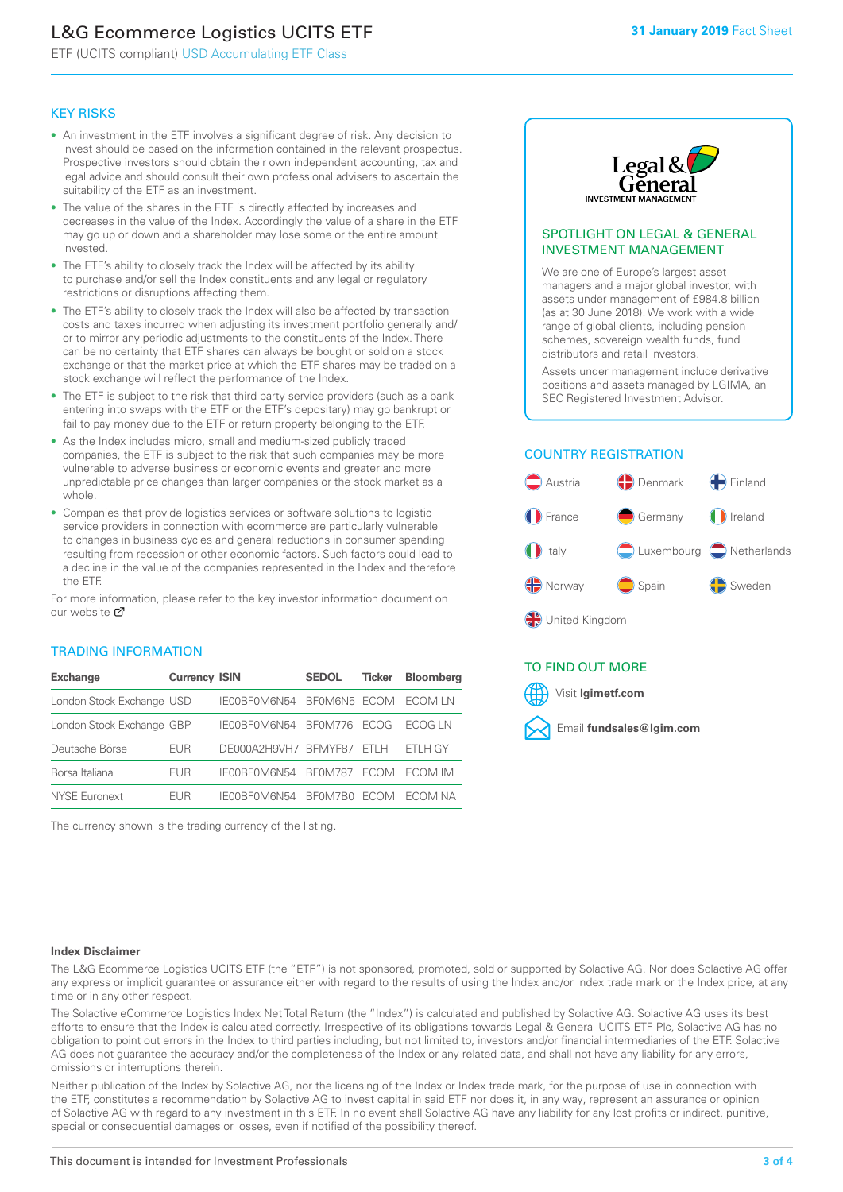# L&G Ecommerce Logistics UCITS ETF

ETF (UCITS compliant) USD Accumulating ETF Class

**31 January 2019** Fact Sheet

## KEY RISKS

- An investment in the ETF involves a significant degree of risk. Any decision to invest should be based on the information contained in the relevant prospectus. Prospective investors should obtain their own independent accounting, tax and legal advice and should consult their own professional advisers to ascertain the suitability of the ETF as an investment.
- The value of the shares in the ETF is directly affected by increases and decreases in the value of the Index. Accordingly the value of a share in the ETF may go up or down and a shareholder may lose some or the entire amount invested.
- The ETF's ability to closely track the Index will be affected by its ability to purchase and/or sell the Index constituents and any legal or regulatory restrictions or disruptions affecting them.
- The ETF's ability to closely track the Index will also be affected by transaction costs and taxes incurred when adjusting its investment portfolio generally and/or to to mirror any periodic adjustments to the constituents of the Index. There can be no certainty that ETF shares can always be bought or sold on a stock exchange or that the market price at which the ETF shares may be traded on a stock exchange will reflect the performance of the Index.
- The ETF is subject to the risk that third party service providers (such as a bank entering into swaps with the ETF or the ETF's depositary) may go bankrupt or fail to pay money due to the ETF or return property belonging to the ETF.
- As the Index includes micro, small and medium-sized publicly traded companies, the ETF is subject to the risk that such companies may be more vulnerable to adverse business or economic events and greater and more unpredictable price changes than larger companies or the stock market as a whole.
- Companies that provide logistics services or software solutions to logistic service providers in connection with ecommerce are particularly vulnerable to changes in business cycles and general reductions in consumer spending resulting from recession or other economic factors. Such factors could lead to a decline in the value of the companies represented in the Index and therefore the ETF.

For more information, please refer to the key investor information document on our website

## SPOTLIGHT ON LEGAL & GENERAL INVESTMENT MANAGEMENT

We are one of Europe's largest asset managers and a major global investor, with assets under management of £984.8 billion (as at 30 June 2018). We work with a wide range of global clients, including pension schemes, sovereign wealth funds, fund distributors and retail investors.

Assets under management include derivative positions and assets managed by LGIMA, an SEC Registered Investment Advisor.

## COUNTRY REGISTRATION

Austria, Denmark, Finland, France, Germany, Ireland, Italy, Luxembourg, Netherlands, Norway, Spain, Sweden, United Kingdom

## TRADING INFORMATION

| Exchange | Currency | ISIN | SEDOL | Ticker | Bloomberg |
|---|---|---|---|---|---|
| London Stock Exchange | USD | IE00BF0M6N54 | BF0M6N5 | ECOM | ECOM LN |
| London Stock Exchange | GBP | IE00BF0M6N54 | BF0M776 | ECOG | ECOG LN |
| Deutsche Börse | EUR | DE000A2H9VH7 | BFMYF87 | ETLH | ETLH GY |
| Borsa Italiana | EUR | IE00BF0M6N54 | BF0M787 | ECOM | ECOM IM |
| NYSE Euronext | EUR | IE00BF0M6N54 | BF0M7B0 | ECOM | ECOM NA |

The currency shown is the trading currency of the listing.

## TO FIND OUT MORE

Visit **lgimetf.com**

Email **fundsales@lgim.com**

**Index Disclaimer**

The L&G Ecommerce Logistics UCITS ETF (the "ETF") is not sponsored, promoted, sold or supported by Solactive AG. Nor does Solactive AG offer any express or implicit guarantee or assurance either with regard to the results of using the Index and/or Index trade mark or the Index price, at any time or in any other respect.

The Solactive eCommerce Logistics Index Net Total Return (the "Index") is calculated and published by Solactive AG. Solactive AG uses its best efforts to ensure that the Index is calculated correctly. Irrespective of its obligations towards Legal & General UCITS ETF Plc, Solactive AG has no obligation to point out errors in the Index to third parties including, but not limited to, investors and/or financial intermediaries of the ETF. Solactive AG does not guarantee the accuracy and/or the completeness of the Index or any related data, and shall not have any liability for any errors, omissions or interruptions therein.

Neither publication of the Index by Solactive AG, nor the licensing of the Index or Index trade mark, for the purpose of use in connection with the ETF, constitutes a recommendation by Solactive AG to invest capital in said ETF nor does it, in any way, represent an assurance or opinion of Solactive AG with regard to any investment in this ETF. In no event shall Solactive AG have any liability for any lost profits or indirect, punitive, special or consequential damages or losses, even if notified of the possibility thereof.

This document is intended for Investment Professionals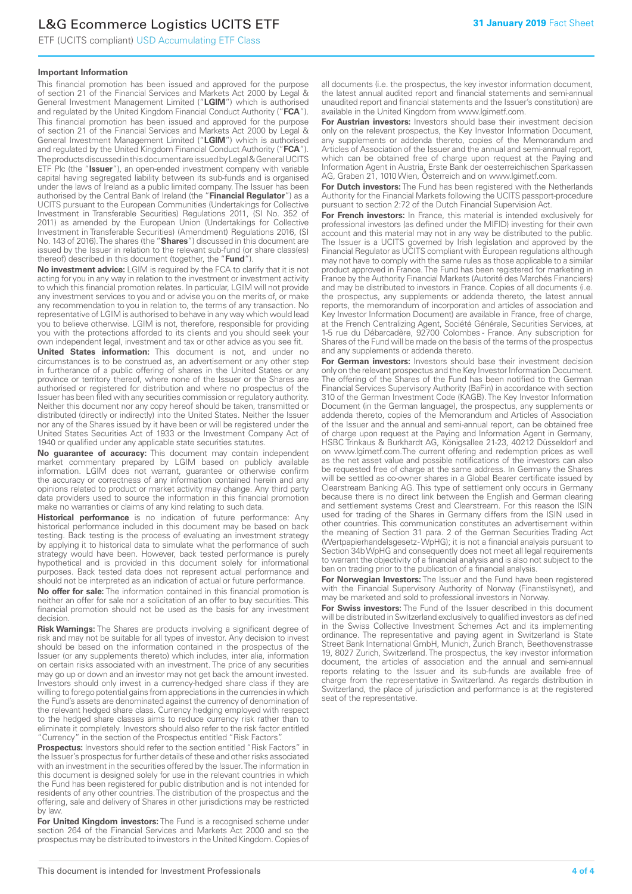### Important Information

This financial promotion has been issued and approved for the purpose of section 21 of the Financial Services and Markets Act 2000 by Legal & General Investment Management Limited ("**LGIM**") which is authorised and regulated by the United Kingdom Financial Conduct Authority ("**FCA**"). This financial promotion has been issued and approved for the purpose of section 21 of the Financial Services and Markets Act 2000 by Legal & General Investment Management Limited ("**LGIM**") which is authorised and regulated by the United Kingdom Financial Conduct Authority ("**FCA**"). The products discussed in this document are issued by Legal & General UCITS ETF Plc (the "**Issuer**"), an open-ended investment company with variable capital having segregated liability between its sub-funds and is organised under the laws of Ireland as a public limited company. The Issuer has been authorised by the Central Bank of Ireland (the "**Financial Regulator**") as a UCITS pursuant to the European Communities (Undertakings for Collective Investment in Transferable Securities) Regulations 2011, (SI No. 352 of 2011) as amended by the European Union (Undertakings for Collective Investment in Transferable Securities) (Amendment) Regulations 2016, (SI No. 143 of 2016). The shares (the "**Shares**") discussed in this document are issued by the Issuer in relation to the relevant sub-fund (or share class(es) thereof) described in this document (together, the "**Fund**").

**No investment advice:** LGIM is required by the FCA to clarify that it is not acting for you in any way in relation to the investment or investment activity to which this financial promotion relates. In particular, LGIM will not provide any investment services to you and or advise you on the merits of, or make any recommendation to you in relation to, the terms of any transaction. No representative of LGIM is authorised to behave in any way which would lead you to believe otherwise. LGIM is not, therefore, responsible for providing you with the protections afforded to its clients and you should seek your own independent legal, investment and tax or other advice as you see fit.

**United States information:** This document is not, and under no circumstances is to be construed as, an advertisement or any other step in furtherance of a public offering of shares in the United States or any province or territory thereof, where none of the Issuer or the Shares are authorised or registered for distribution and where no prospectus of the Issuer has been filed with any securities commission or regulatory authority. Neither this document nor any copy hereof should be taken, transmitted or distributed (directly or indirectly) into the United States. Neither the Issuer nor any of the Shares issued by it have been or will be registered under the United States Securities Act of 1933 or the Investment Company Act of 1940 or qualified under any applicable state securities statutes.

**No guarantee of accuracy:** This document may contain independent market commentary prepared by LGIM based on publicly available information. LGIM does not warrant, guarantee or otherwise confirm the accuracy or correctness of any information contained herein and any opinions related to product or market activity may change. Any third party data providers used to source the information in this financial promotion make no warranties or claims of any kind relating to such data.

**Historical performance** is no indication of future performance: Any historical performance included in this document may be based on back testing. Back testing is the process of evaluating an investment strategy by applying it to historical data to simulate what the performance of such strategy would have been. However, back tested performance is purely hypothetical and is provided in this document solely for informational purposes. Back tested data does not represent actual performance and should not be interpreted as an indication of actual or future performance.

**No offer for sale:** The information contained in this financial promotion is neither an offer for sale nor a solicitation of an offer to buy securities. This financial promotion should not be used as the basis for any investment decision.

**Risk Warnings:** The Shares are products involving a significant degree of risk and may not be suitable for all types of investor. Any decision to invest should be based on the information contained in the prospectus of the Issuer (or any supplements thereto) which includes, inter alia, information on certain risks associated with an investment. The price of any securities may go up or down and an investor may not get back the amount invested. Investors should only invest in a currency-hedged share class if they are willing to forego potential gains from appreciations in the currencies in which the Fund's assets are denominated against the currency of denomination of the relevant hedged share class. Currency hedging employed with respect to the hedged share classes aims to reduce currency risk rather than to eliminate it completely. Investors should also refer to the risk factor entitled "Currency" in the section of the Prospectus entitled "Risk Factors".

**Prospectus:** Investors should refer to the section entitled "Risk Factors" in the Issuer's prospectus for further details of these and other risks associated with an investment in the securities offered by the Issuer. The information in this document is designed solely for use in the relevant countries in which the Fund has been registered for public distribution and is not intended for residents of any other countries. The distribution of the prospectus and the offering, sale and delivery of Shares in other jurisdictions may be restricted by law.

**For United Kingdom investors:** The Fund is a recognised scheme under section 264 of the Financial Services and Markets Act 2000 and so the prospectus may be distributed to investors in the United Kingdom. Copies of all documents (i.e. the prospectus, the key investor information document, the latest annual audited report and financial statements and semi-annual unaudited report and financial statements and the Issuer's constitution) are available in the United Kingdom from www.lgimetf.com.

**For Austrian investors:** Investors should base their investment decision only on the relevant prospectus, the Key Investor Information Document, any supplements or addenda thereto, copies of the Memorandum and Articles of Association of the Issuer and the annual and semi-annual report, which can be obtained free of charge upon request at the Paying and Information Agent in Austria, Erste Bank der oesterreichischen Sparkassen AG, Graben 21, 1010 Wien, Österreich and on www.lgimetf.com.

**For Dutch investors:** The Fund has been registered with the Netherlands Authority for the Financial Markets following the UCITS passport-procedure pursuant to section 2:72 of the Dutch Financial Supervision Act.

**For French investors:** In France, this material is intended exclusively for professional investors (as defined under the MIFID) investing for their own account and this material may not in any way be distributed to the public. The Issuer is a UCITS governed by Irish legislation and approved by the Financial Regulator as UCITS compliant with European regulations although may not have to comply with the same rules as those applicable to a similar product approved in France. The Fund has been registered for marketing in France by the Authority Financial Markets (Autorité des Marchés Financiers) and may be distributed to investors in France. Copies of all documents (i.e. the prospectus, any supplements or addenda thereto, the latest annual reports, the memorandum of incorporation and articles of association and Key Investor Information Document) are available in France, free of charge, at the French Centralizing Agent, Société Générale, Securities Services, at 1-5 rue du Débarcadère, 92700 Colombes - France. Any subscription for Shares of the Fund will be made on the basis of the terms of the prospectus and any supplements or addenda thereto.

**For German investors:** Investors should base their investment decision only on the relevant prospectus and the Key Investor Information Document. The offering of the Shares of the Fund has been notified to the German Financial Services Supervisory Authority (BaFin) in accordance with section 310 of the German Investment Code (KAGB). The Key Investor Information Document (in the German language), the prospectus, any supplements or addenda thereto, copies of the Memorandum and Articles of Association of the Issuer and the annual and semi-annual report, can be obtained free of charge upon request at the Paying and Information Agent in Germany, HSBC Trinkaus & Burkhardt AG, Königsallee 21-23, 40212 Düsseldorf and on www.lgimetf.com.The current offering and redemption prices as well as the net asset value and possible notifications of the investors can also be requested free of charge at the same address. In Germany the Shares will be settled as co-owner shares in a Global Bearer certificate issued by Clearstream Banking AG. This type of settlement only occurs in Germany because there is no direct link between the English and German clearing and settlement systems Crest and Clearstream. For this reason the ISIN used for trading of the Shares in Germany differs from the ISIN used in other countries. This communication constitutes an advertisement within the meaning of Section 31 para. 2 of the German Securities Trading Act (Wertpapierhandelsgesetz - WpHG); it is not a financial analysis pursuant to Section 34b WpHG and consequently does not meet all legal requirements to warrant the objectivity of a financial analysis and is also not subject to the ban on trading prior to the publication of a financial analysis.

**For Norwegian Investors:** The Issuer and the Fund have been registered with the Financial Supervisory Authority of Norway (Finanstilsynet), and may be marketed and sold to professional investors in Norway.

**For Swiss investors:** The Fund of the Issuer described in this document will be distributed in Switzerland exclusively to qualified investors as defined in the Swiss Collective Investment Schemes Act and its implementing ordinance. The representative and paying agent in Switzerland is State Street Bank International GmbH, Munich, Zurich Branch, Beethovenstrasse 19, 8027 Zurich, Switzerland. The prospectus, the key investor information document, the articles of association and the annual and semi-annual reports relating to the Issuer and its sub-funds are available free of charge from the representative in Switzerland. As regards distribution in Switzerland, the place of jurisdiction and performance is at the registered seat of the representative.